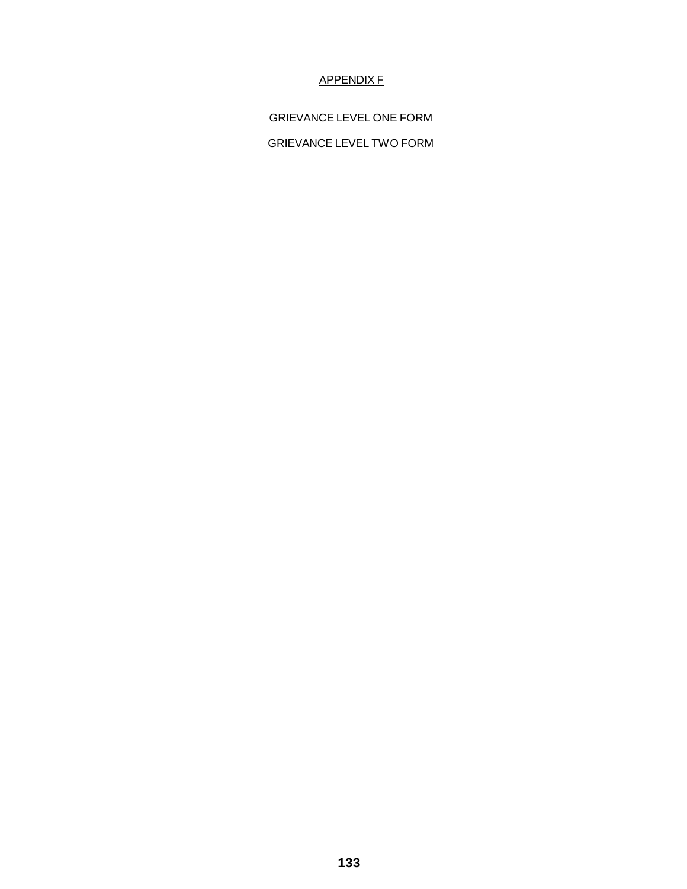## APPENDIX F

GRIEVANCE LEVEL ONE FORM

GRIEVANCE LEVEL TWO FORM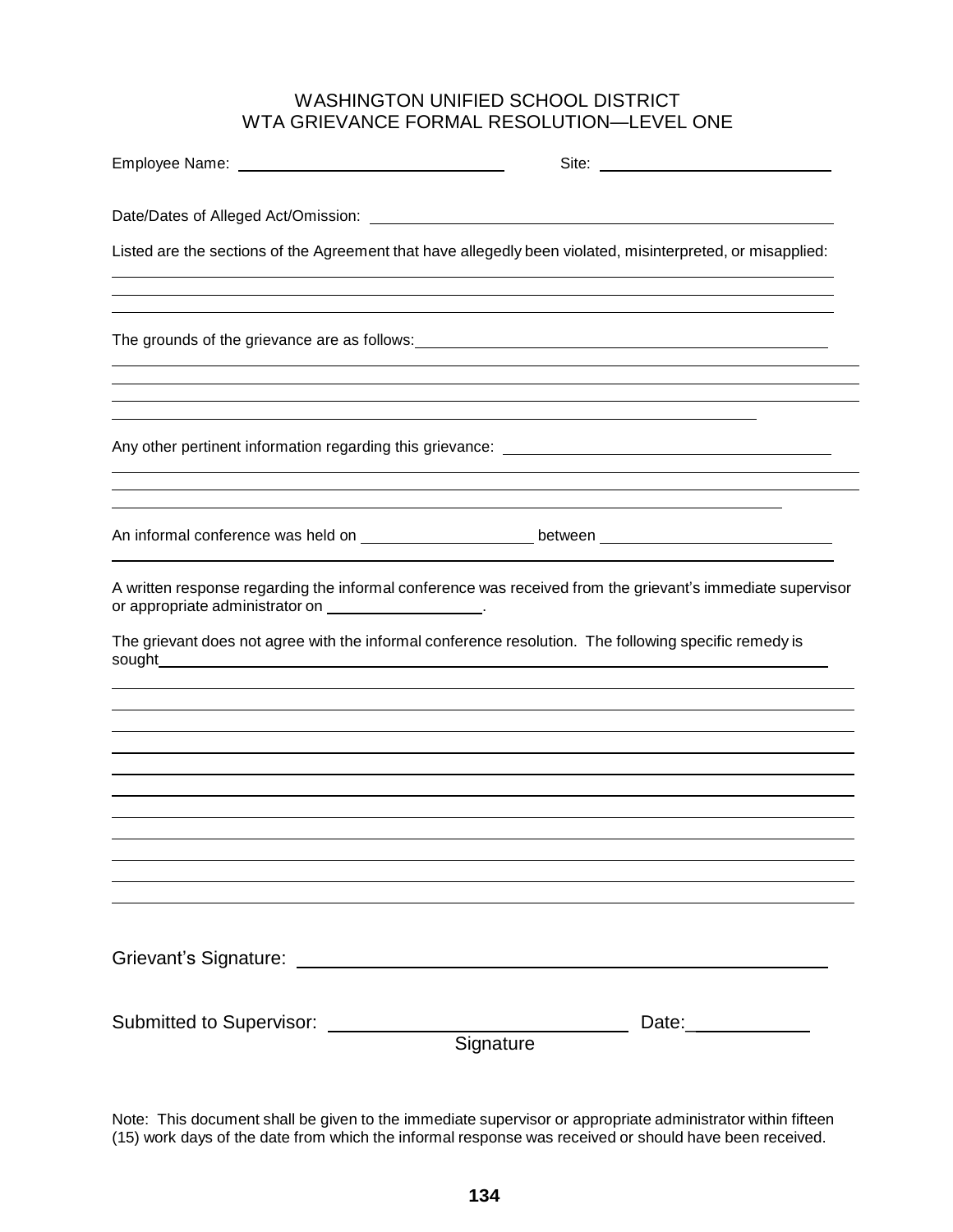# WASHINGTON UNIFIED SCHOOL DISTRICT
## WTA GRIEVANCE FORMAL RESOLUTION—LEVEL ONE

Employee Name: ______________________________ Site: ___________________________

Date/Dates of Alleged Act/Omission: ____________________________________________________

Listed are the sections of the Agreement that have allegedly been violated, misinterpreted, or misapplied:

______________________________________________________________________________

______________________________________________________________________________

______________________________________________________________________________

The grounds of the grievance are as follows: ________________________________________________

______________________________________________________________________________

______________________________________________________________________________

______________________________________________________________________________

______________________________________________________________________________

Any other pertinent information regarding this grievance: ______________________________________

______________________________________________________________________________

______________________________________________________________________________

______________________________________________________________________________

An informal conference was held on ____________________ between ___________________________

______________________________________________________________________________

A written response regarding the informal conference was received from the grievant's immediate supervisor or appropriate administrator on __________________.

The grievant does not agree with the informal conference resolution. The following specific remedy is sought______________________________________________________________________

______________________________________________________________________________

______________________________________________________________________________

______________________________________________________________________________

______________________________________________________________________________

______________________________________________________________________________

______________________________________________________________________________

______________________________________________________________________________

______________________________________________________________________________

______________________________________________________________________________

______________________________________________________________________________

______________________________________________________________________________

Grievant's Signature: ______________________________________________________

Submitted to Supervisor: ______________________________ Date:____________

Signature

Note: This document shall be given to the immediate supervisor or appropriate administrator within fifteen (15) work days of the date from which the informal response was received or should have been received.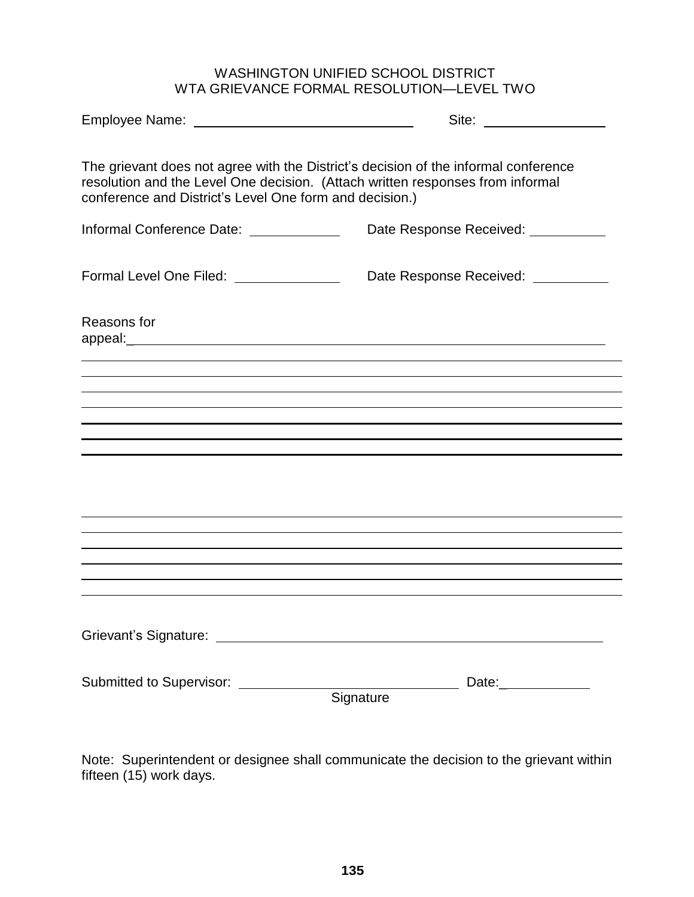# WASHINGTON UNIFIED SCHOOL DISTRICT
## WTA GRIEVANCE FORMAL RESOLUTION—LEVEL TWO

Employee Name: ______________________________ Site: ________________

The grievant does not agree with the District's decision of the informal conference resolution and the Level One decision. (Attach written responses from informal conference and District's Level One form and decision.)

Informal Conference Date: ____________ Date Response Received: __________

Formal Level One Filed: ______________ Date Response Received: __________

Reasons for appeal:_______________________________________________________________

_______________________________________________________________________________

_______________________________________________________________________________

_______________________________________________________________________________

_______________________________________________________________________________

_______________________________________________________________________________

_______________________________________________________________________________

_______________________________________________________________________________

_______________________________________________________________________________

_______________________________________________________________________________

_______________________________________________________________________________

_______________________________________________________________________________

_______________________________________________________________________________

_______________________________________________________________________________

Grievant's Signature: ______________________________________________________

Submitted to Supervisor: ______________________________ Date:____________
Signature

Note: Superintendent or designee shall communicate the decision to the grievant within fifteen (15) work days.